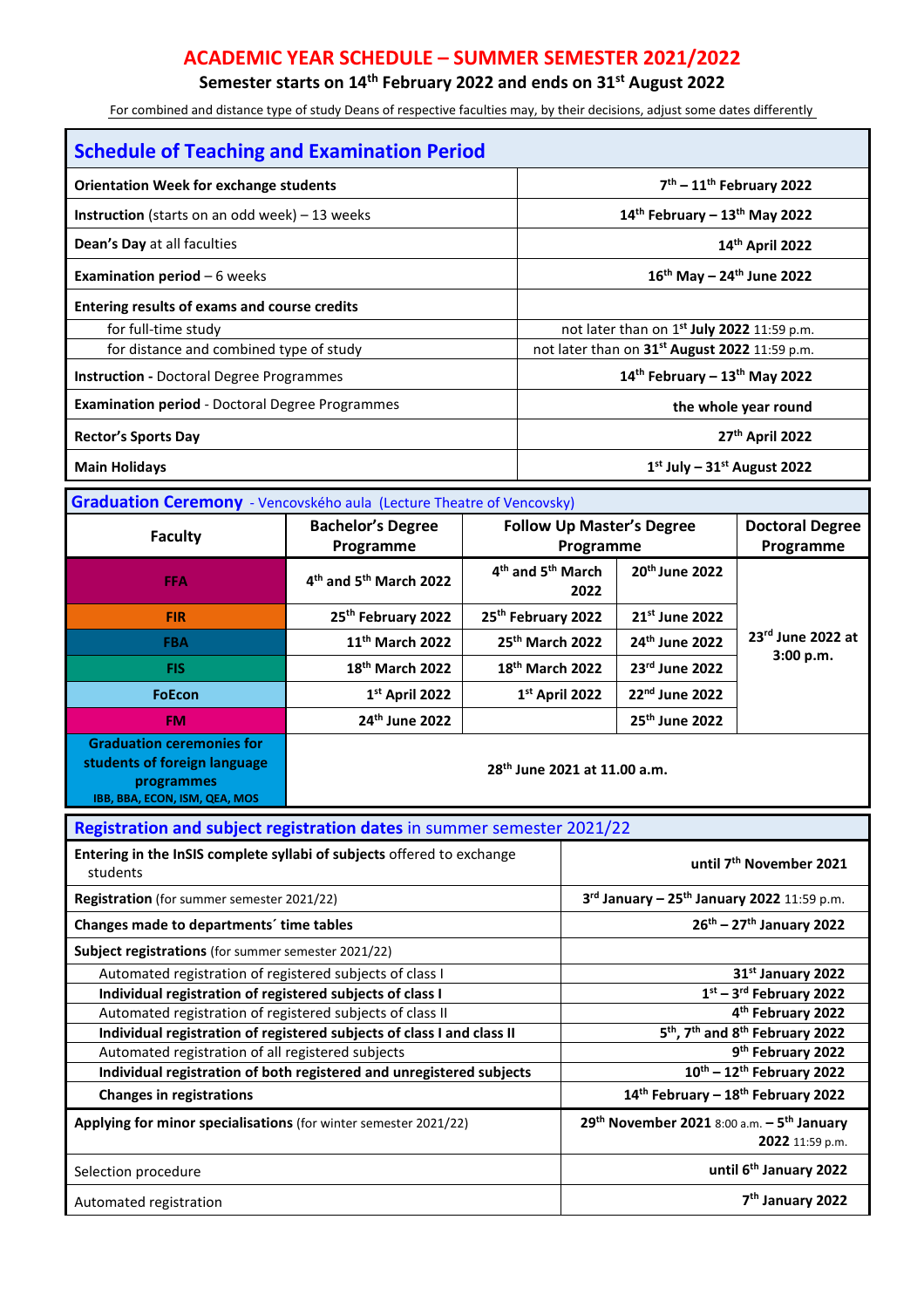# ACADEMIC YEAR SCHEDULE – SUMMER SEMESTER 2021/2022

**Semester starts on 14th February 2022 and ends on 31st August 2022**

For combined and distance type of study Deans of respective faculties may, by their decisions, adjust some dates differently

## Schedule of Teaching and Examination Period

| | |
|---|---|
| **Orientation Week for exchange students** | **7th – 11th February 2022** |
| **Instruction** (starts on an odd week) – 13 weeks | **14th February – 13th May 2022** |
| **Dean's Day** at all faculties | **14th April 2022** |
| **Examination period** – 6 weeks | **16th May – 24th June 2022** |
| **Entering results of exams and course credits** | |
| for full-time study | not later than on 1st **July 2022** 11:59 p.m. |
| for distance and combined type of study | not later than on **31st August 2022** 11:59 p.m. |
| **Instruction** - Doctoral Degree Programmes | **14th February – 13th May 2022** |
| **Examination period** - Doctoral Degree Programmes | **the whole year round** |
| **Rector's Sports Day** | **27th April 2022** |
| **Main Holidays** | **1st July – 31st August 2022** |

## Graduation Ceremony - Vencovského aula (Lecture Theatre of Vencovsky)

| Faculty | Bachelor's Degree Programme | Follow Up Master's Degree Programme | | Doctoral Degree Programme |
|---|---|---|---|---|
| **FFA** | **4th and 5th March 2022** | **4th and 5th March 2022** | **20th June 2022** | **23rd June 2022 at 3:00 p.m.** |
| **FIR** | **25th February 2022** | **25th February 2022** | **21st June 2022** | |
| **FBA** | **11th March 2022** | **25th March 2022** | **24th June 2022** | |
| **FIS** | **18th March 2022** | **18th March 2022** | **23rd June 2022** | |
| **FoEcon** | **1st April 2022** | **1st April 2022** | **22nd June 2022** | |
| **FM** | **24th June 2022** | | **25th June 2022** | |
| **Graduation ceremonies for students of foreign language programmes** IBB, BBA, ECON, ISM, QEA, MOS | **28th June 2021 at 11.00 a.m.** | | | |

## Registration and subject registration dates in summer semester 2021/22

| | |
|---|---|
| **Entering in the InSIS complete syllabi of subjects** offered to exchange students | **until 7th November 2021** |
| **Registration** (for summer semester 2021/22) | **3rd January – 25th January 2022** 11:59 p.m. |
| **Changes made to departments´ time tables** | **26th – 27th January 2022** |
| **Subject registrations** (for summer semester 2021/22) | |
| Automated registration of registered subjects of class I | **31st January 2022** |
| **Individual registration of registered subjects of class I** | **1st – 3rd February 2022** |
| Automated registration of registered subjects of class II | **4th February 2022** |
| **Individual registration of registered subjects of class I and class II** | **5th, 7th and 8th February 2022** |
| Automated registration of all registered subjects | **9th February 2022** |
| **Individual registration of both registered and unregistered subjects** | **10th – 12th February 2022** |
| **Changes in registrations** | **14th February – 18th February 2022** |
| **Applying for minor specialisations** (for winter semester 2021/22) | **29th November 2021** 8:00 a.m. **– 5th January 2022** 11:59 p.m. |
| Selection procedure | **until 6th January 2022** |
| Automated registration | **7th January 2022** |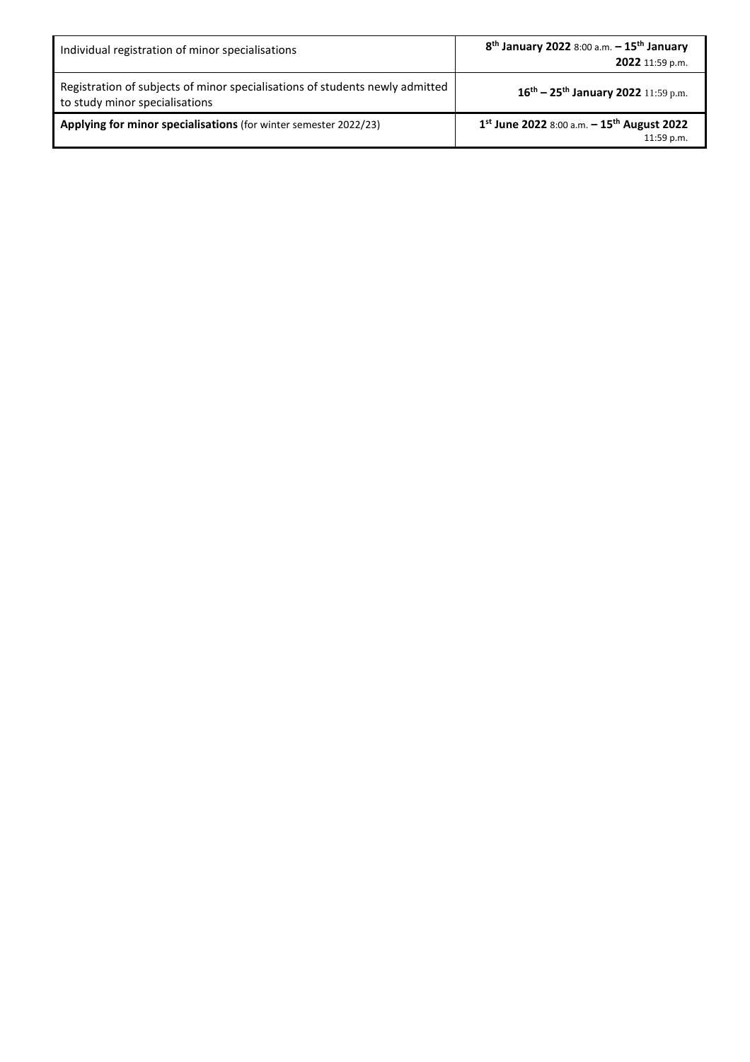| | |
|---|---|
| Individual registration of minor specialisations | **8th January 2022** 8:00 a.m. **– 15th January 2022** 11:59 p.m. |
| Registration of subjects of minor specialisations of students newly admitted to study minor specialisations | **16th – 25th January 2022** 11:59 p.m. |
| **Applying for minor specialisations** (for winter semester 2022/23) | **1st June 2022** 8:00 a.m. **– 15th August 2022** 11:59 p.m. |